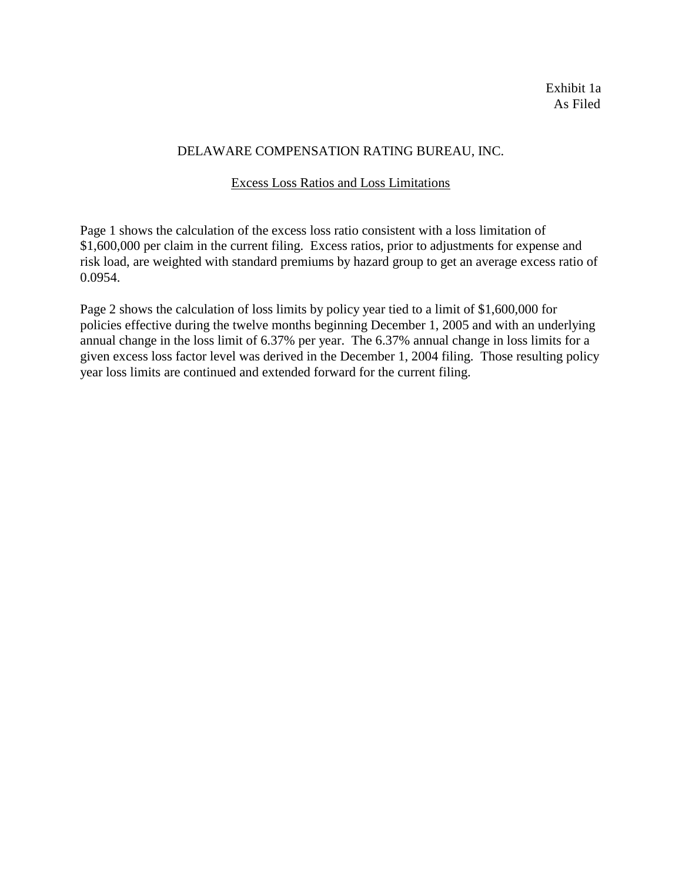Exhibit 1a
As Filed

# DELAWARE COMPENSATION RATING BUREAU, INC.

## Excess Loss Ratios and Loss Limitations

Page 1 shows the calculation of the excess loss ratio consistent with a loss limitation of $1,600,000 per claim in the current filing. Excess ratios, prior to adjustments for expense and risk load, are weighted with standard premiums by hazard group to get an average excess ratio of 0.0954.

Page 2 shows the calculation of loss limits by policy year tied to a limit of $1,600,000 for policies effective during the twelve months beginning December 1, 2005 and with an underlying annual change in the loss limit of 6.37% per year. The 6.37% annual change in loss limits for a given excess loss factor level was derived in the December 1, 2004 filing. Those resulting policy year loss limits are continued and extended forward for the current filing.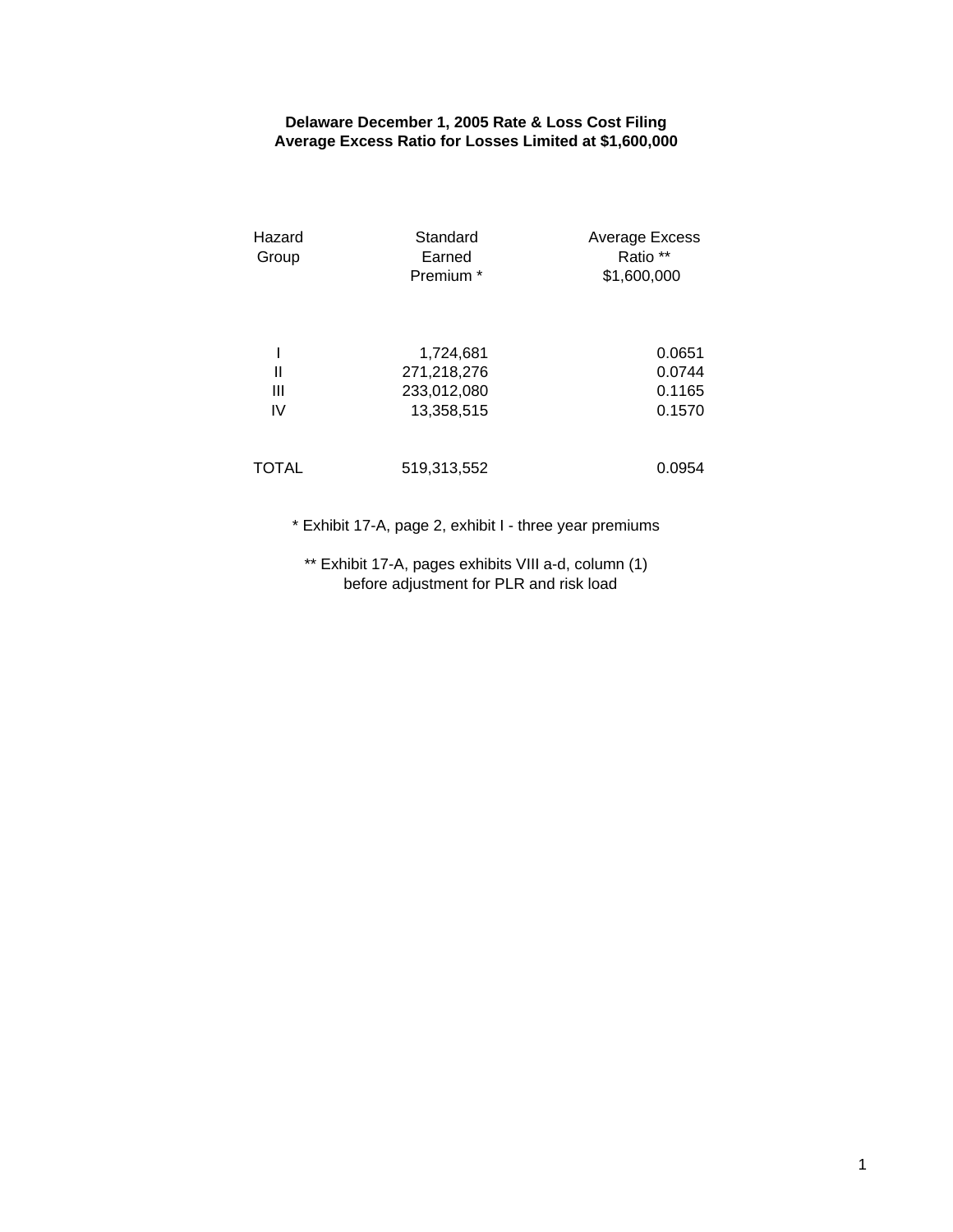**Delaware December 1, 2005 Rate & Loss Cost Filing**
**Average Excess Ratio for Losses Limited at $1,600,000**

| Hazard Group | Standard Earned Premium * | Average Excess Ratio ** $1,600,000 |
|---|---|---|
| I | 1,724,681 | 0.0651 |
| II | 271,218,276 | 0.0744 |
| III | 233,012,080 | 0.1165 |
| IV | 13,358,515 | 0.1570 |
| TOTAL | 519,313,552 | 0.0954 |

* Exhibit 17-A, page 2, exhibit I - three year premiums

** Exhibit 17-A, pages exhibits VIII a-d, column (1) before adjustment for PLR and risk load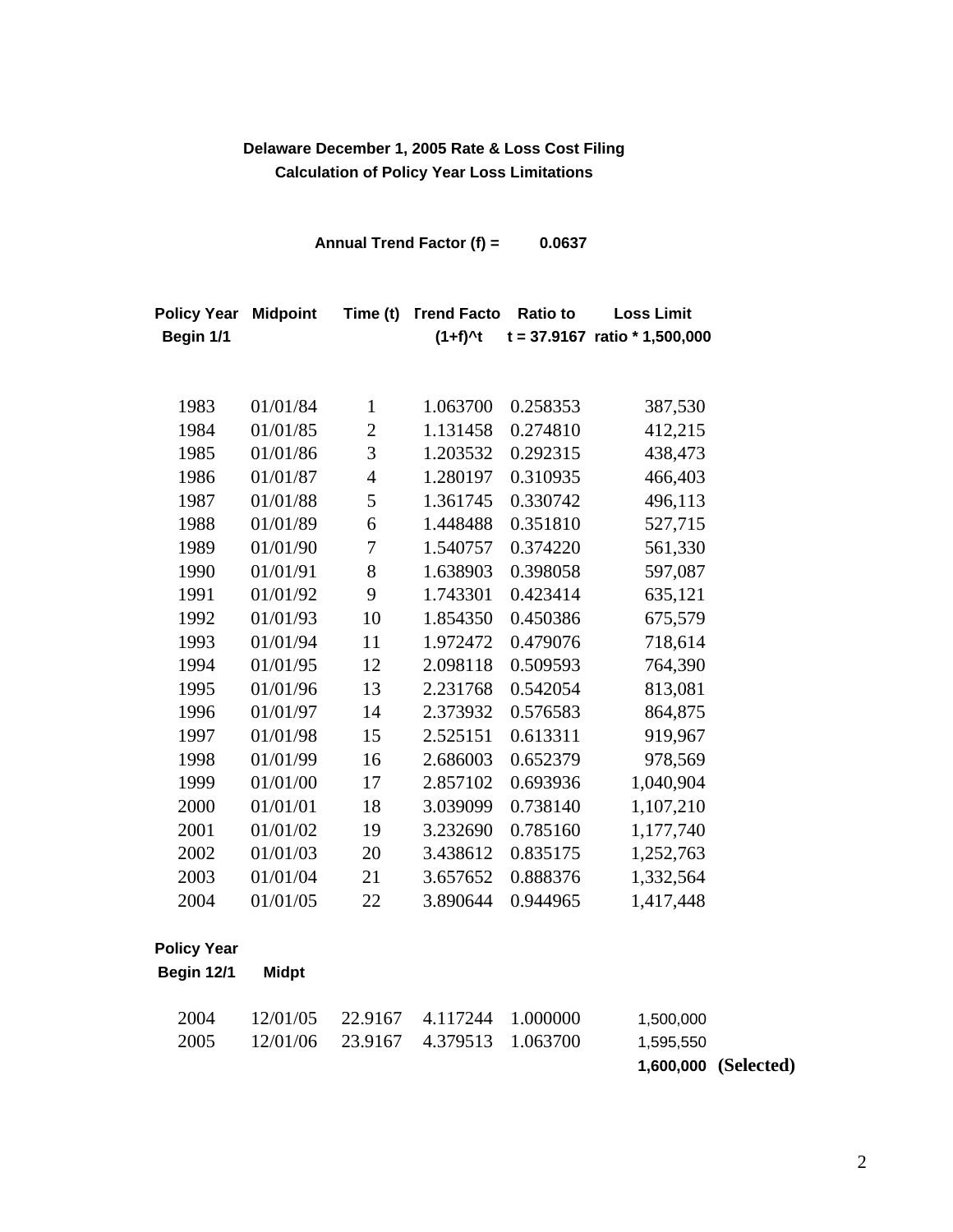**Delaware December 1, 2005 Rate & Loss Cost Filing**

**Calculation of Policy Year Loss Limitations**

**Annual Trend Factor (f) = 0.0637**

| Policy Year Begin 1/1 | Midpoint | Time (t) | Trend Factor $(1+f)^t$ | Ratio to t = 37.9167 | Loss Limit ratio * 1,500,000 |
|---|---|---|---|---|---|
| 1983 | 01/01/84 | 1 | 1.063700 | 0.258353 | 387,530 |
| 1984 | 01/01/85 | 2 | 1.131458 | 0.274810 | 412,215 |
| 1985 | 01/01/86 | 3 | 1.203532 | 0.292315 | 438,473 |
| 1986 | 01/01/87 | 4 | 1.280197 | 0.310935 | 466,403 |
| 1987 | 01/01/88 | 5 | 1.361745 | 0.330742 | 496,113 |
| 1988 | 01/01/89 | 6 | 1.448488 | 0.351810 | 527,715 |
| 1989 | 01/01/90 | 7 | 1.540757 | 0.374220 | 561,330 |
| 1990 | 01/01/91 | 8 | 1.638903 | 0.398058 | 597,087 |
| 1991 | 01/01/92 | 9 | 1.743301 | 0.423414 | 635,121 |
| 1992 | 01/01/93 | 10 | 1.854350 | 0.450386 | 675,579 |
| 1993 | 01/01/94 | 11 | 1.972472 | 0.479076 | 718,614 |
| 1994 | 01/01/95 | 12 | 2.098118 | 0.509593 | 764,390 |
| 1995 | 01/01/96 | 13 | 2.231768 | 0.542054 | 813,081 |
| 1996 | 01/01/97 | 14 | 2.373932 | 0.576583 | 864,875 |
| 1997 | 01/01/98 | 15 | 2.525151 | 0.613311 | 919,967 |
| 1998 | 01/01/99 | 16 | 2.686003 | 0.652379 | 978,569 |
| 1999 | 01/01/00 | 17 | 2.857102 | 0.693936 | 1,040,904 |
| 2000 | 01/01/01 | 18 | 3.039099 | 0.738140 | 1,107,210 |
| 2001 | 01/01/02 | 19 | 3.232690 | 0.785160 | 1,177,740 |
| 2002 | 01/01/03 | 20 | 3.438612 | 0.835175 | 1,252,763 |
| 2003 | 01/01/04 | 21 | 3.657652 | 0.888376 | 1,332,564 |
| 2004 | 01/01/05 | 22 | 3.890644 | 0.944965 | 1,417,448 |
| **Policy Year Begin 12/1** | **Midpt** | | | | |
| 2004 | 12/01/05 | 22.9167 | 4.117244 | 1.000000 | 1,500,000 |
| 2005 | 12/01/06 | 23.9167 | 4.379513 | 1.063700 | 1,595,550 |
| | | | | | **1,600,000 (Selected)** |